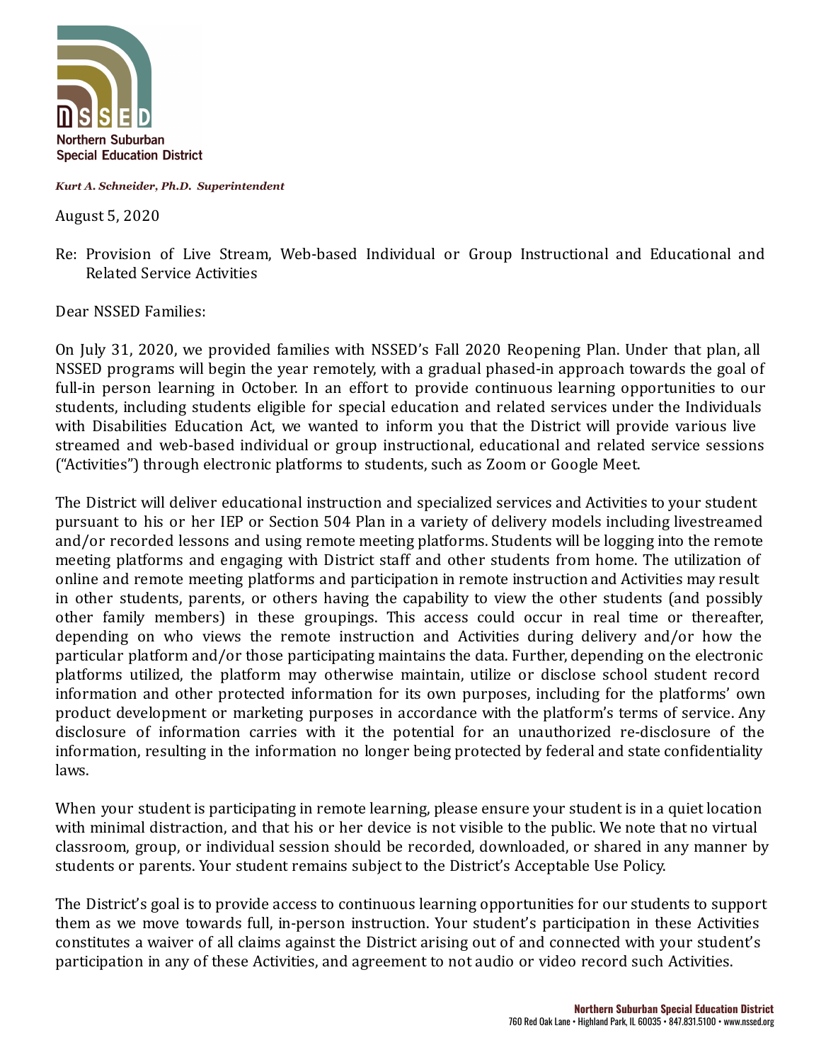Northern Suburban Special Education District

*Kurt A. Schneider, Ph.D. Superintendent*

August 5, 2020

Re: Provision of Live Stream, Web-based Individual or Group Instructional and Educational and Related Service Activities

Dear NSSED Families:

On July 31, 2020, we provided families with NSSED's Fall 2020 Reopening Plan. Under that plan, all NSSED programs will begin the year remotely, with a gradual phased-in approach towards the goal of full-in person learning in October. In an effort to provide continuous learning opportunities to our students, including students eligible for special education and related services under the Individuals with Disabilities Education Act, we wanted to inform you that the District will provide various live streamed and web-based individual or group instructional, educational and related service sessions ("Activities") through electronic platforms to students, such as Zoom or Google Meet.

The District will deliver educational instruction and specialized services and Activities to your student pursuant to his or her IEP or Section 504 Plan in a variety of delivery models including livestreamed and/or recorded lessons and using remote meeting platforms. Students will be logging into the remote meeting platforms and engaging with District staff and other students from home. The utilization of online and remote meeting platforms and participation in remote instruction and Activities may result in other students, parents, or others having the capability to view the other students (and possibly other family members) in these groupings. This access could occur in real time or thereafter, depending on who views the remote instruction and Activities during delivery and/or how the particular platform and/or those participating maintains the data. Further, depending on the electronic platforms utilized, the platform may otherwise maintain, utilize or disclose school student record information and other protected information for its own purposes, including for the platforms' own product development or marketing purposes in accordance with the platform's terms of service. Any disclosure of information carries with it the potential for an unauthorized re-disclosure of the information, resulting in the information no longer being protected by federal and state confidentiality laws.

When your student is participating in remote learning, please ensure your student is in a quiet location with minimal distraction, and that his or her device is not visible to the public. We note that no virtual classroom, group, or individual session should be recorded, downloaded, or shared in any manner by students or parents. Your student remains subject to the District's Acceptable Use Policy.

The District's goal is to provide access to continuous learning opportunities for our students to support them as we move towards full, in-person instruction. Your student's participation in these Activities constitutes a waiver of all claims against the District arising out of and connected with your student's participation in any of these Activities, and agreement to not audio or video record such Activities.

**Northern Suburban Special Education District**
760 Red Oak Lane • Highland Park, IL 60035 • 847.831.5100 • www.nssed.org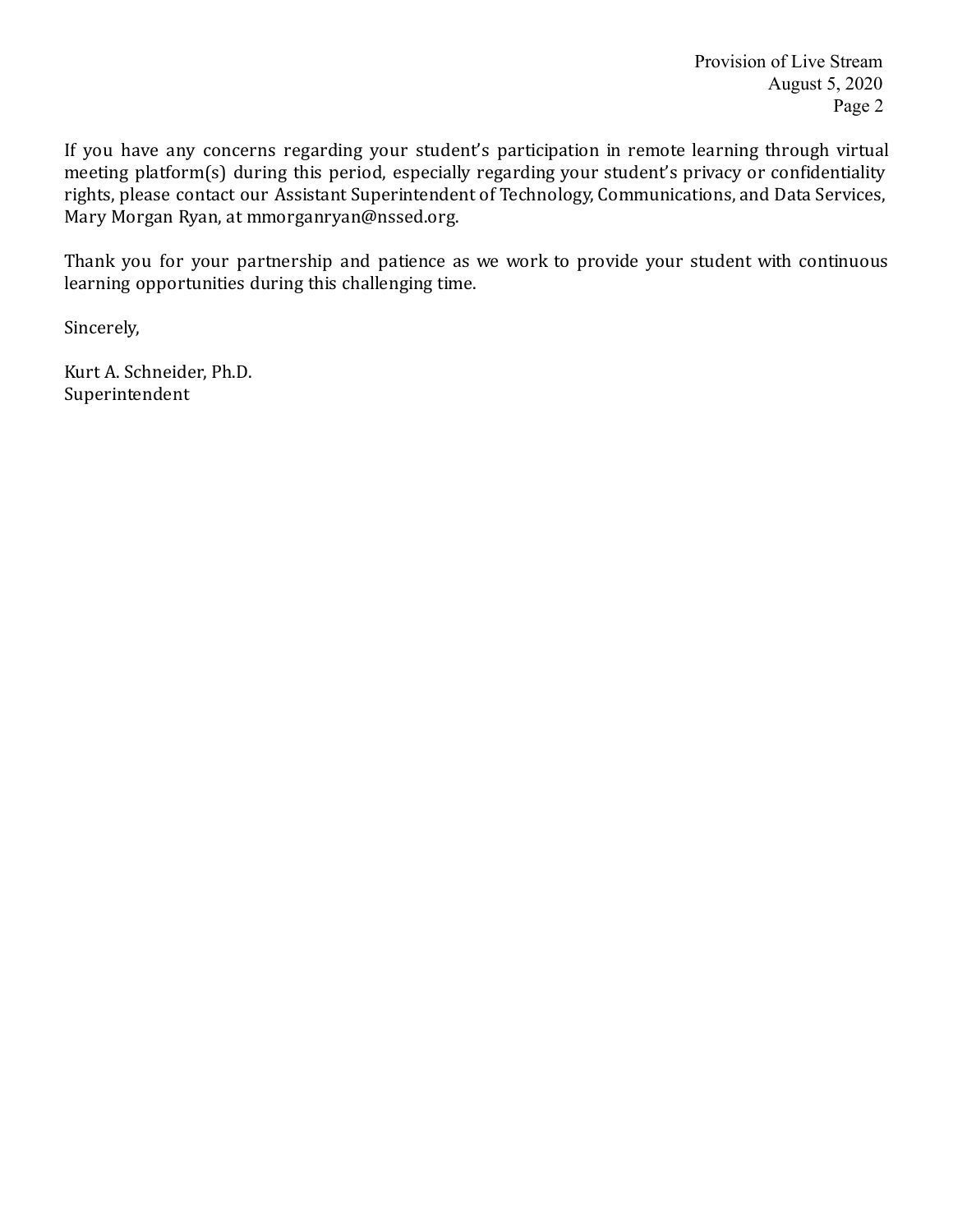If you have any concerns regarding your student's participation in remote learning through virtual meeting platform(s) during this period, especially regarding your student's privacy or confidentiality rights, please contact our Assistant Superintendent of Technology, Communications, and Data Services, Mary Morgan Ryan, at mmorganryan@nssed.org.

Thank you for your partnership and patience as we work to provide your student with continuous learning opportunities during this challenging time.

Sincerely,

Kurt A. Schneider, Ph.D.
Superintendent